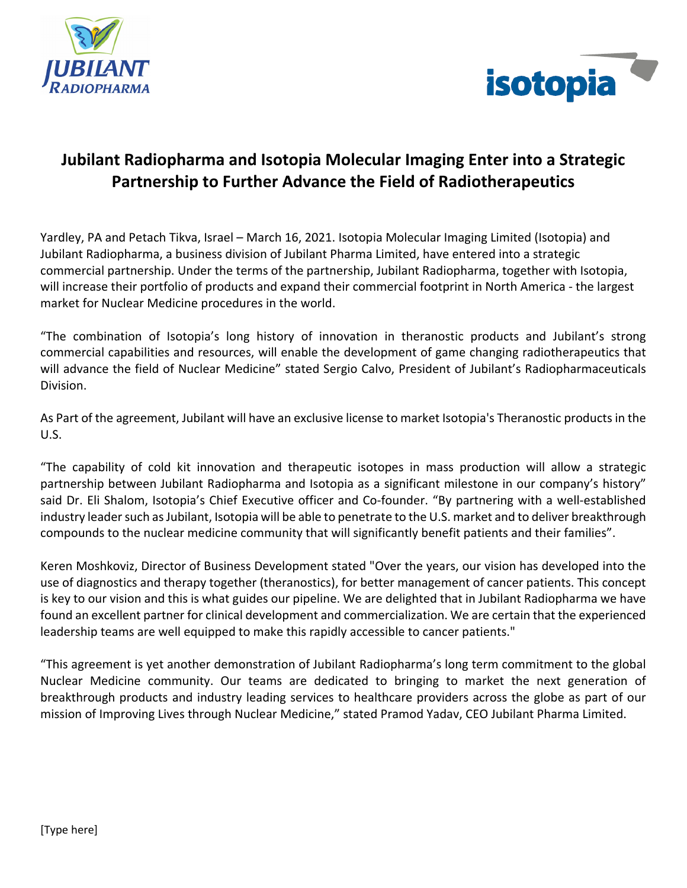# Jubilant Radiopharma and Isotopia Molecular Imaging Enter into a Strategic Partnership to Further Advance the Field of Radiotherapeutics

Yardley, PA and Petach Tikva, Israel – March 16, 2021. Isotopia Molecular Imaging Limited (Isotopia) and Jubilant Radiopharma, a business division of Jubilant Pharma Limited, have entered into a strategic commercial partnership. Under the terms of the partnership, Jubilant Radiopharma, together with Isotopia, will increase their portfolio of products and expand their commercial footprint in North America - the largest market for Nuclear Medicine procedures in the world.

"The combination of Isotopia's long history of innovation in theranostic products and Jubilant's strong commercial capabilities and resources, will enable the development of game changing radiotherapeutics that will advance the field of Nuclear Medicine" stated Sergio Calvo, President of Jubilant's Radiopharmaceuticals Division.

As Part of the agreement, Jubilant will have an exclusive license to market Isotopia's Theranostic products in the U.S.

"The capability of cold kit innovation and therapeutic isotopes in mass production will allow a strategic partnership between Jubilant Radiopharma and Isotopia as a significant milestone in our company's history" said Dr. Eli Shalom, Isotopia's Chief Executive officer and Co-founder. "By partnering with a well-established industry leader such as Jubilant, Isotopia will be able to penetrate to the U.S. market and to deliver breakthrough compounds to the nuclear medicine community that will significantly benefit patients and their families".

Keren Moshkoviz, Director of Business Development stated "Over the years, our vision has developed into the use of diagnostics and therapy together (theranostics), for better management of cancer patients. This concept is key to our vision and this is what guides our pipeline. We are delighted that in Jubilant Radiopharma we have found an excellent partner for clinical development and commercialization. We are certain that the experienced leadership teams are well equipped to make this rapidly accessible to cancer patients."

"This agreement is yet another demonstration of Jubilant Radiopharma's long term commitment to the global Nuclear Medicine community. Our teams are dedicated to bringing to market the next generation of breakthrough products and industry leading services to healthcare providers across the globe as part of our mission of Improving Lives through Nuclear Medicine," stated Pramod Yadav, CEO Jubilant Pharma Limited.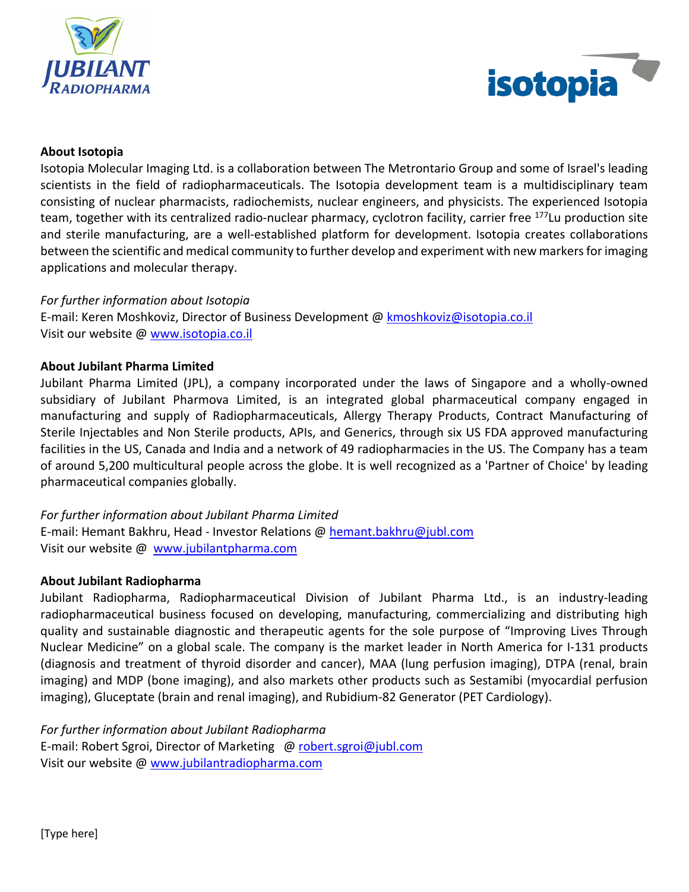**About Isotopia**

Isotopia Molecular Imaging Ltd. is a collaboration between The Metrontario Group and some of Israel's leading scientists in the field of radiopharmaceuticals. The Isotopia development team is a multidisciplinary team consisting of nuclear pharmacists, radiochemists, nuclear engineers, and physicists. The experienced Isotopia team, together with its centralized radio-nuclear pharmacy, cyclotron facility, carrier free $^{177}$Lu production site and sterile manufacturing, are a well-established platform for development. Isotopia creates collaborations between the scientific and medical community to further develop and experiment with new markers for imaging applications and molecular therapy.

*For further information about Isotopia*
E-mail: Keren Moshkoviz, Director of Business Development @ kmoshkoviz@isotopia.co.il
Visit our website @ www.isotopia.co.il

**About Jubilant Pharma Limited**

Jubilant Pharma Limited (JPL), a company incorporated under the laws of Singapore and a wholly-owned subsidiary of Jubilant Pharmova Limited, is an integrated global pharmaceutical company engaged in manufacturing and supply of Radiopharmaceuticals, Allergy Therapy Products, Contract Manufacturing of Sterile Injectables and Non Sterile products, APIs, and Generics, through six US FDA approved manufacturing facilities in the US, Canada and India and a network of 49 radiopharmacies in the US. The Company has a team of around 5,200 multicultural people across the globe. It is well recognized as a 'Partner of Choice' by leading pharmaceutical companies globally.

*For further information about Jubilant Pharma Limited*
E-mail: Hemant Bakhru, Head - Investor Relations @ hemant.bakhru@jubl.com
Visit our website @ www.jubilantpharma.com

**About Jubilant Radiopharma**

Jubilant Radiopharma, Radiopharmaceutical Division of Jubilant Pharma Ltd., is an industry-leading radiopharmaceutical business focused on developing, manufacturing, commercializing and distributing high quality and sustainable diagnostic and therapeutic agents for the sole purpose of "Improving Lives Through Nuclear Medicine" on a global scale. The company is the market leader in North America for I-131 products (diagnosis and treatment of thyroid disorder and cancer), MAA (lung perfusion imaging), DTPA (renal, brain imaging) and MDP (bone imaging), and also markets other products such as Sestamibi (myocardial perfusion imaging), Gluceptate (brain and renal imaging), and Rubidium-82 Generator (PET Cardiology).

*For further information about Jubilant Radiopharma*
E-mail: Robert Sgroi, Director of Marketing @ robert.sgroi@jubl.com
Visit our website @ www.jubilantradiopharma.com

[Type here]